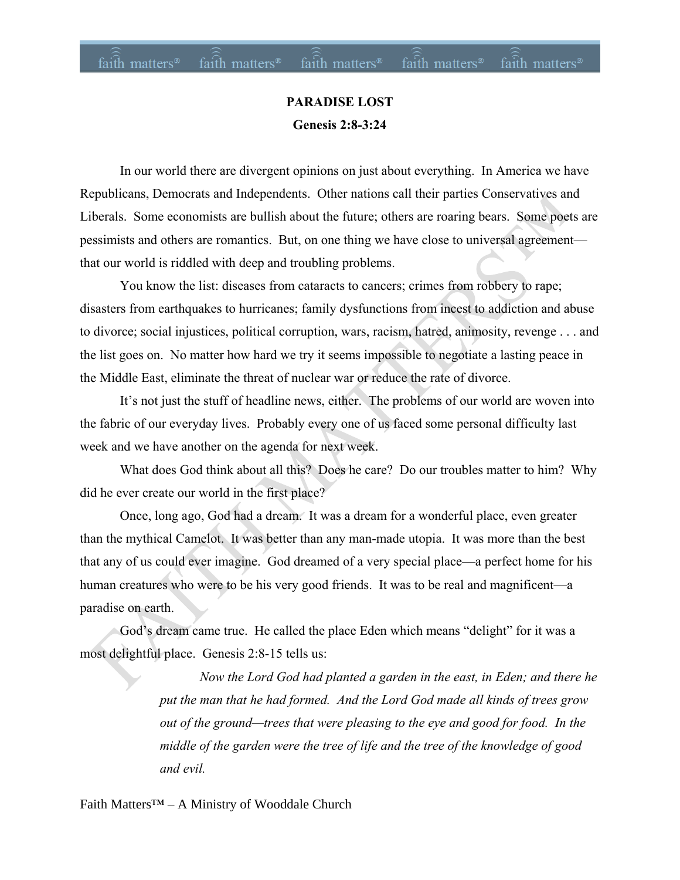# PARADISE LOST

## Genesis 2:8-3:24

In our world there are divergent opinions on just about everything. In America we have Republicans, Democrats and Independents. Other nations call their parties Conservatives and Liberals. Some economists are bullish about the future; others are roaring bears. Some poets are pessimists and others are romantics. But, on one thing we have close to universal agreement—that our world is riddled with deep and troubling problems.

You know the list: diseases from cataracts to cancers; crimes from robbery to rape; disasters from earthquakes to hurricanes; family dysfunctions from incest to addiction and abuse to divorce; social injustices, political corruption, wars, racism, hatred, animosity, revenge . . . and the list goes on. No matter how hard we try it seems impossible to negotiate a lasting peace in the Middle East, eliminate the threat of nuclear war or reduce the rate of divorce.

It's not just the stuff of headline news, either. The problems of our world are woven into the fabric of our everyday lives. Probably every one of us faced some personal difficulty last week and we have another on the agenda for next week.

What does God think about all this? Does he care? Do our troubles matter to him? Why did he ever create our world in the first place?

Once, long ago, God had a dream. It was a dream for a wonderful place, even greater than the mythical Camelot. It was better than any man-made utopia. It was more than the best that any of us could ever imagine. God dreamed of a very special place—a perfect home for his human creatures who were to be his very good friends. It was to be real and magnificent—a paradise on earth.

God's dream came true. He called the place Eden which means "delight" for it was a most delightful place. Genesis 2:8-15 tells us:

> *Now the Lord God had planted a garden in the east, in Eden; and there he put the man that he had formed. And the Lord God made all kinds of trees grow out of the ground—trees that were pleasing to the eye and good for food. In the middle of the garden were the tree of life and the tree of the knowledge of good and evil.*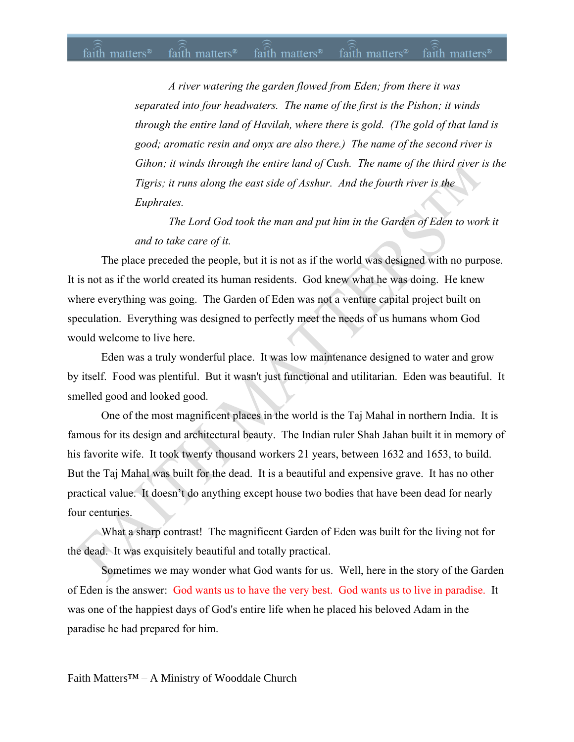> *A river watering the garden flowed from Eden; from there it was separated into four headwaters. The name of the first is the Pishon; it winds through the entire land of Havilah, where there is gold. (The gold of that land is good; aromatic resin and onyx are also there.) The name of the second river is Gihon; it winds through the entire land of Cush. The name of the third river is the Tigris; it runs along the east side of Asshur. And the fourth river is the Euphrates.*
>
> *The Lord God took the man and put him in the Garden of Eden to work it and to take care of it.*

The place preceded the people, but it is not as if the world was designed with no purpose. It is not as if the world created its human residents. God knew what he was doing. He knew where everything was going. The Garden of Eden was not a venture capital project built on speculation. Everything was designed to perfectly meet the needs of us humans whom God would welcome to live here.

Eden was a truly wonderful place. It was low maintenance designed to water and grow by itself. Food was plentiful. But it wasn't just functional and utilitarian. Eden was beautiful. It smelled good and looked good.

One of the most magnificent places in the world is the Taj Mahal in northern India. It is famous for its design and architectural beauty. The Indian ruler Shah Jahan built it in memory of his favorite wife. It took twenty thousand workers 21 years, between 1632 and 1653, to build. But the Taj Mahal was built for the dead. It is a beautiful and expensive grave. It has no other practical value. It doesn't do anything except house two bodies that have been dead for nearly four centuries.

What a sharp contrast! The magnificent Garden of Eden was built for the living not for the dead. It was exquisitely beautiful and totally practical.

Sometimes we may wonder what God wants for us. Well, here in the story of the Garden of Eden is the answer: God wants us to have the very best. God wants us to live in paradise. It was one of the happiest days of God's entire life when he placed his beloved Adam in the paradise he had prepared for him.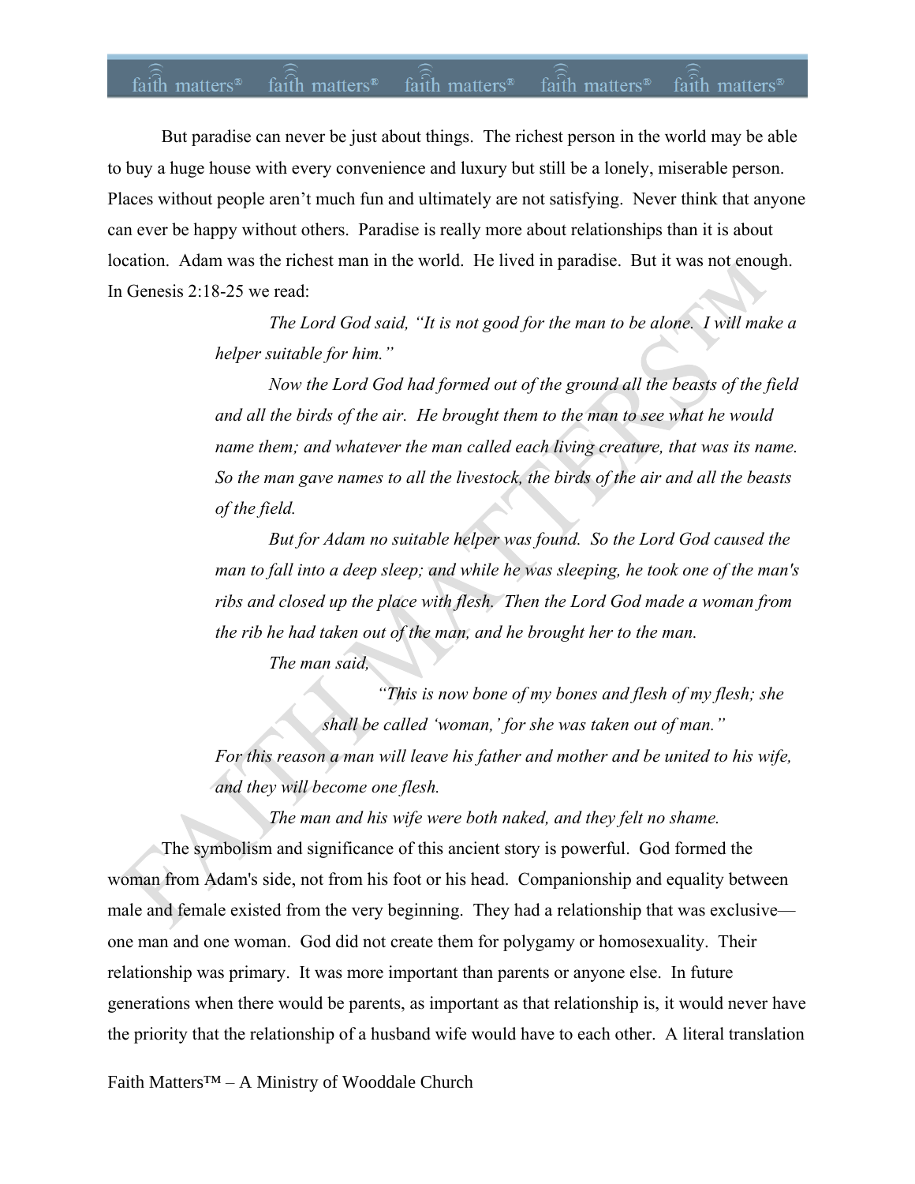But paradise can never be just about things. The richest person in the world may be able to buy a huge house with every convenience and luxury but still be a lonely, miserable person. Places without people aren't much fun and ultimately are not satisfying. Never think that anyone can ever be happy without others. Paradise is really more about relationships than it is about location. Adam was the richest man in the world. He lived in paradise. But it was not enough. In Genesis 2:18-25 we read:

> *The Lord God said, "It is not good for the man to be alone. I will make a helper suitable for him."*
>
> *Now the Lord God had formed out of the ground all the beasts of the field and all the birds of the air. He brought them to the man to see what he would name them; and whatever the man called each living creature, that was its name. So the man gave names to all the livestock, the birds of the air and all the beasts of the field.*
>
> *But for Adam no suitable helper was found. So the Lord God caused the man to fall into a deep sleep; and while he was sleeping, he took one of the man's ribs and closed up the place with flesh. Then the Lord God made a woman from the rib he had taken out of the man, and he brought her to the man.*
>
> *The man said,*
>
> > *"This is now bone of my bones and flesh of my flesh; she shall be called 'woman,' for she was taken out of man."*
>
> *For this reason a man will leave his father and mother and be united to his wife, and they will become one flesh.*
>
> *The man and his wife were both naked, and they felt no shame.*

The symbolism and significance of this ancient story is powerful. God formed the woman from Adam's side, not from his foot or his head. Companionship and equality between male and female existed from the very beginning. They had a relationship that was exclusive—one man and one woman. God did not create them for polygamy or homosexuality. Their relationship was primary. It was more important than parents or anyone else. In future generations when there would be parents, as important as that relationship is, it would never have the priority that the relationship of a husband wife would have to each other. A literal translation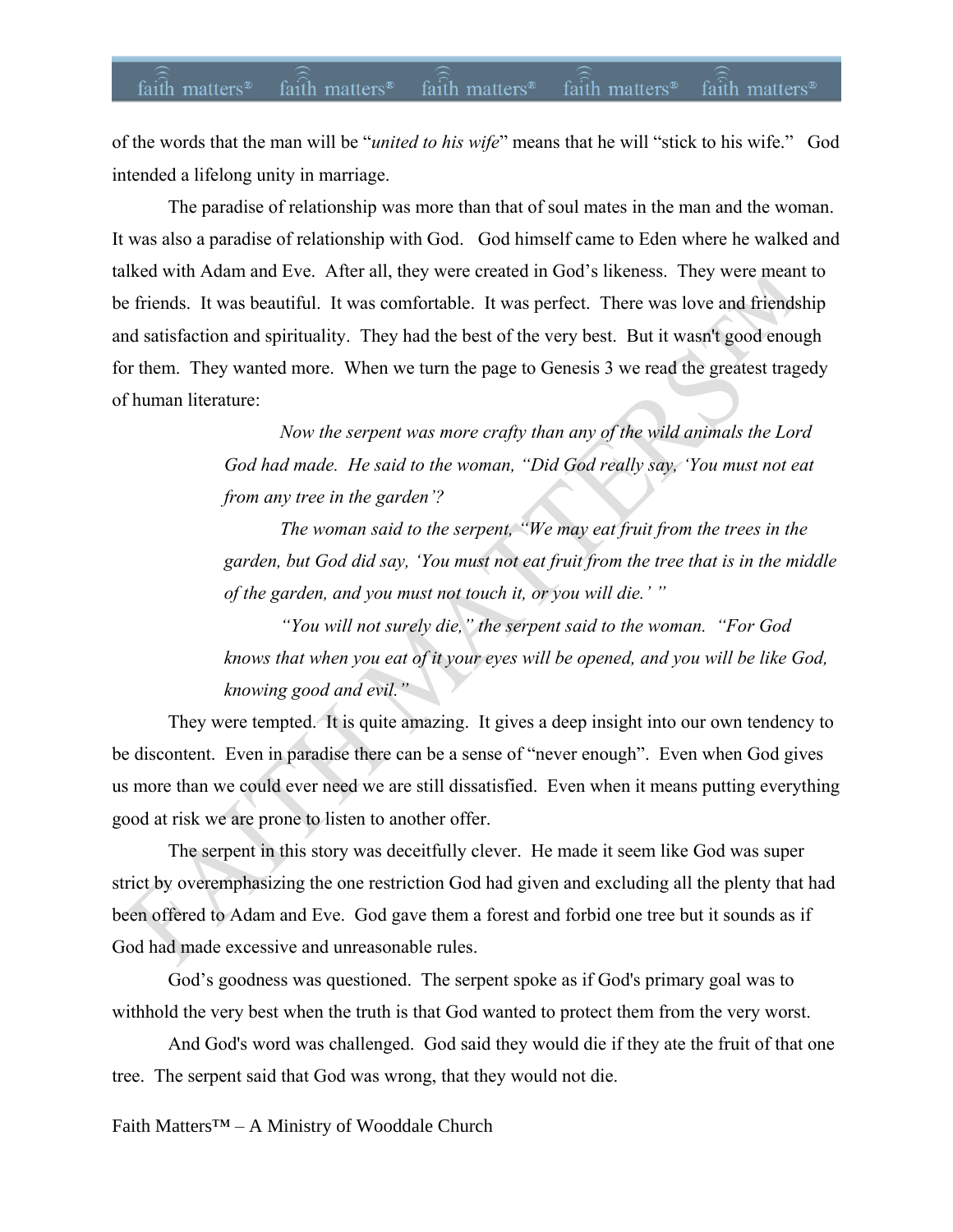of the words that the man will be "*united to his wife*" means that he will "stick to his wife." God intended a lifelong unity in marriage.

The paradise of relationship was more than that of soul mates in the man and the woman. It was also a paradise of relationship with God. God himself came to Eden where he walked and talked with Adam and Eve. After all, they were created in God's likeness. They were meant to be friends. It was beautiful. It was comfortable. It was perfect. There was love and friendship and satisfaction and spirituality. They had the best of the very best. But it wasn't good enough for them. They wanted more. When we turn the page to Genesis 3 we read the greatest tragedy of human literature:

> *Now the serpent was more crafty than any of the wild animals the Lord God had made. He said to the woman, "Did God really say, 'You must not eat from any tree in the garden'?*
>
> *The woman said to the serpent, "We may eat fruit from the trees in the garden, but God did say, 'You must not eat fruit from the tree that is in the middle of the garden, and you must not touch it, or you will die.' "*
>
> *"You will not surely die," the serpent said to the woman. "For God knows that when you eat of it your eyes will be opened, and you will be like God, knowing good and evil."*

They were tempted. It is quite amazing. It gives a deep insight into our own tendency to be discontent. Even in paradise there can be a sense of "never enough". Even when God gives us more than we could ever need we are still dissatisfied. Even when it means putting everything good at risk we are prone to listen to another offer.

The serpent in this story was deceitfully clever. He made it seem like God was super strict by overemphasizing the one restriction God had given and excluding all the plenty that had been offered to Adam and Eve. God gave them a forest and forbid one tree but it sounds as if God had made excessive and unreasonable rules.

God's goodness was questioned. The serpent spoke as if God's primary goal was to withhold the very best when the truth is that God wanted to protect them from the very worst.

And God's word was challenged. God said they would die if they ate the fruit of that one tree. The serpent said that God was wrong, that they would not die.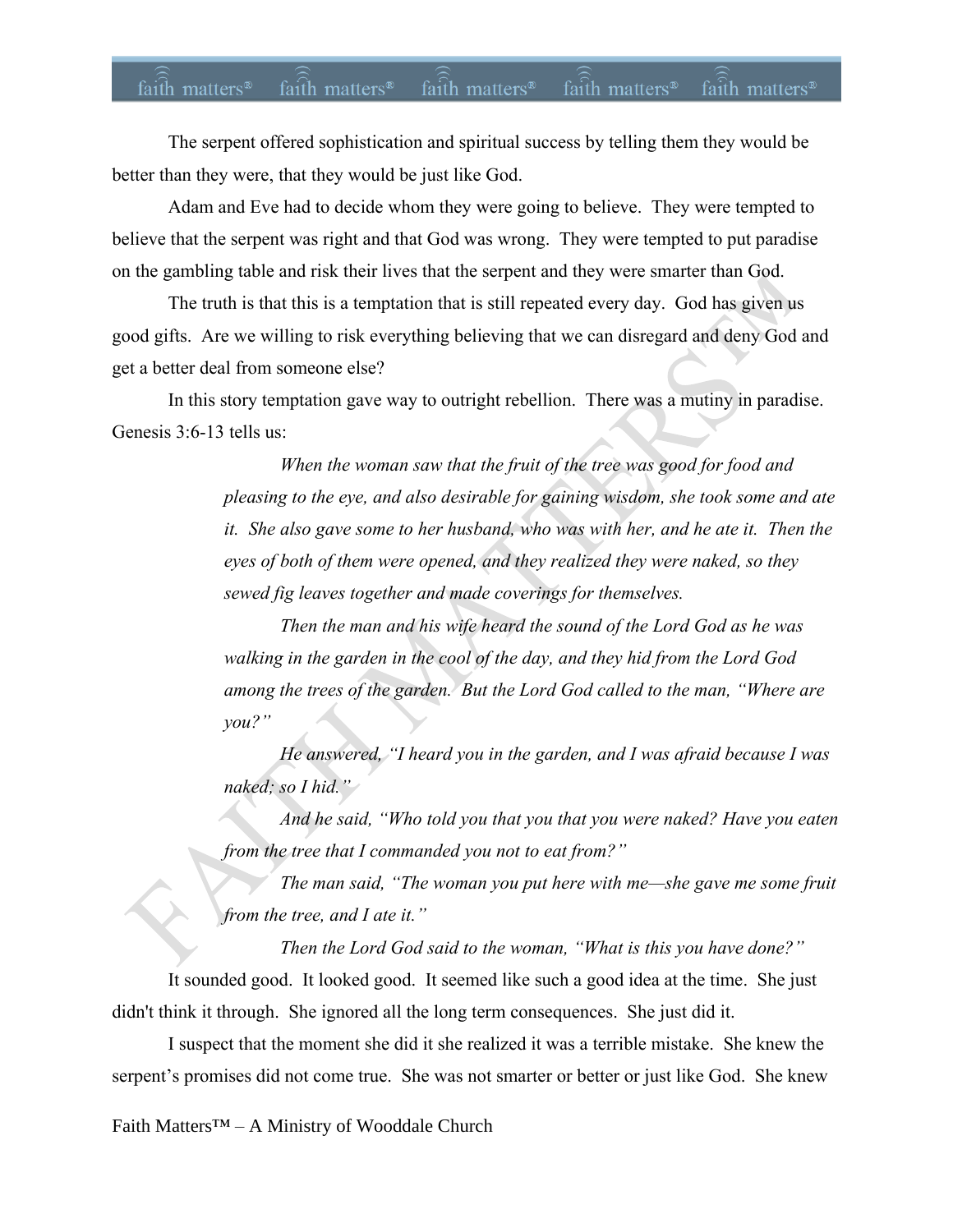The serpent offered sophistication and spiritual success by telling them they would be better than they were, that they would be just like God.

Adam and Eve had to decide whom they were going to believe. They were tempted to believe that the serpent was right and that God was wrong. They were tempted to put paradise on the gambling table and risk their lives that the serpent and they were smarter than God.

The truth is that this is a temptation that is still repeated every day. God has given us good gifts. Are we willing to risk everything believing that we can disregard and deny God and get a better deal from someone else?

In this story temptation gave way to outright rebellion. There was a mutiny in paradise. Genesis 3:6-13 tells us:

> *When the woman saw that the fruit of the tree was good for food and pleasing to the eye, and also desirable for gaining wisdom, she took some and ate it. She also gave some to her husband, who was with her, and he ate it. Then the eyes of both of them were opened, and they realized they were naked, so they sewed fig leaves together and made coverings for themselves.*
>
> *Then the man and his wife heard the sound of the Lord God as he was walking in the garden in the cool of the day, and they hid from the Lord God among the trees of the garden. But the Lord God called to the man, "Where are you?"*
>
> *He answered, "I heard you in the garden, and I was afraid because I was naked; so I hid."*
>
> *And he said, "Who told you that you that you were naked? Have you eaten from the tree that I commanded you not to eat from?"*
>
> *The man said, "The woman you put here with me—she gave me some fruit from the tree, and I ate it."*
>
> *Then the Lord God said to the woman, "What is this you have done?"*

It sounded good. It looked good. It seemed like such a good idea at the time. She just didn't think it through. She ignored all the long term consequences. She just did it.

I suspect that the moment she did it she realized it was a terrible mistake. She knew the serpent's promises did not come true. She was not smarter or better or just like God. She knew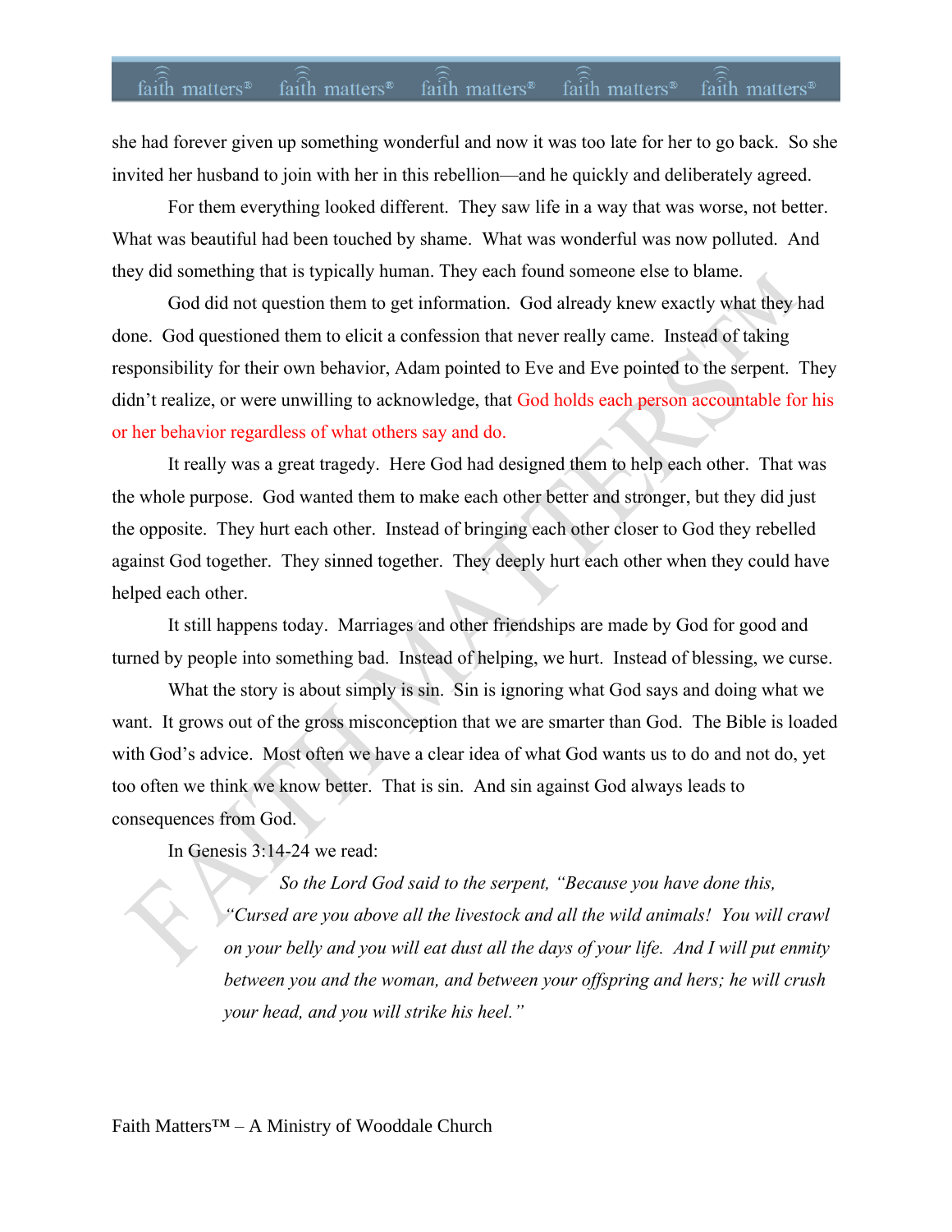she had forever given up something wonderful and now it was too late for her to go back. So she invited her husband to join with her in this rebellion—and he quickly and deliberately agreed.

For them everything looked different. They saw life in a way that was worse, not better. What was beautiful had been touched by shame. What was wonderful was now polluted. And they did something that is typically human. They each found someone else to blame.

God did not question them to get information. God already knew exactly what they had done. God questioned them to elicit a confession that never really came. Instead of taking responsibility for their own behavior, Adam pointed to Eve and Eve pointed to the serpent. They didn't realize, or were unwilling to acknowledge, that God holds each person accountable for his or her behavior regardless of what others say and do.

It really was a great tragedy. Here God had designed them to help each other. That was the whole purpose. God wanted them to make each other better and stronger, but they did just the opposite. They hurt each other. Instead of bringing each other closer to God they rebelled against God together. They sinned together. They deeply hurt each other when they could have helped each other.

It still happens today. Marriages and other friendships are made by God for good and turned by people into something bad. Instead of helping, we hurt. Instead of blessing, we curse.

What the story is about simply is sin. Sin is ignoring what God says and doing what we want. It grows out of the gross misconception that we are smarter than God. The Bible is loaded with God's advice. Most often we have a clear idea of what God wants us to do and not do, yet too often we think we know better. That is sin. And sin against God always leads to consequences from God.

In Genesis 3:14-24 we read:

> *So the Lord God said to the serpent, "Because you have done this, "Cursed are you above all the livestock and all the wild animals! You will crawl on your belly and you will eat dust all the days of your life. And I will put enmity between you and the woman, and between your offspring and hers; he will crush your head, and you will strike his heel."*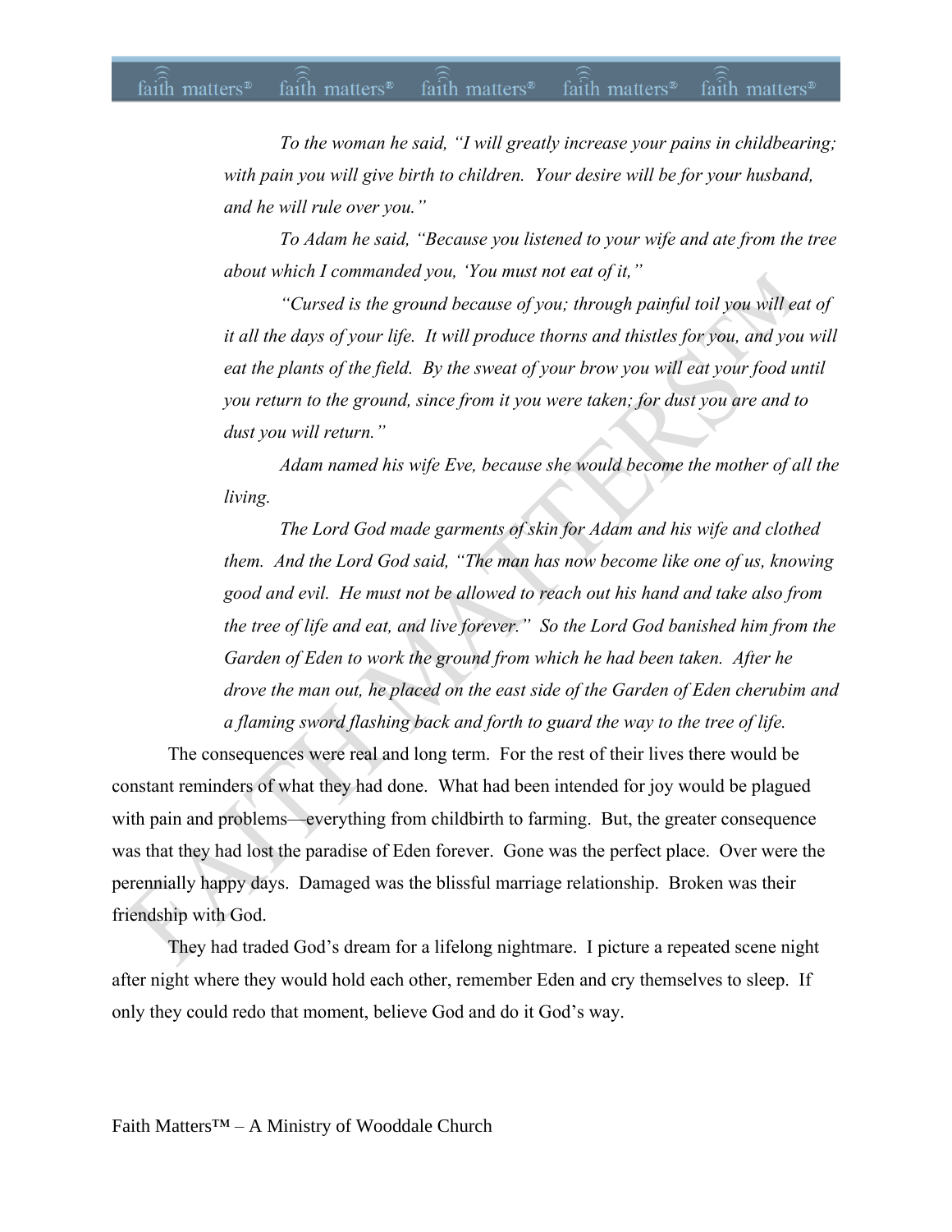*To the woman he said, "I will greatly increase your pains in childbearing; with pain you will give birth to children. Your desire will be for your husband, and he will rule over you."*

*To Adam he said, "Because you listened to your wife and ate from the tree about which I commanded you, 'You must not eat of it,"*

*"Cursed is the ground because of you; through painful toil you will eat of it all the days of your life. It will produce thorns and thistles for you, and you will eat the plants of the field. By the sweat of your brow you will eat your food until you return to the ground, since from it you were taken; for dust you are and to dust you will return."*

*Adam named his wife Eve, because she would become the mother of all the living.*

*The Lord God made garments of skin for Adam and his wife and clothed them. And the Lord God said, "The man has now become like one of us, knowing good and evil. He must not be allowed to reach out his hand and take also from the tree of life and eat, and live forever." So the Lord God banished him from the Garden of Eden to work the ground from which he had been taken. After he drove the man out, he placed on the east side of the Garden of Eden cherubim and a flaming sword flashing back and forth to guard the way to the tree of life.*

The consequences were real and long term. For the rest of their lives there would be constant reminders of what they had done. What had been intended for joy would be plagued with pain and problems—everything from childbirth to farming. But, the greater consequence was that they had lost the paradise of Eden forever. Gone was the perfect place. Over were the perennially happy days. Damaged was the blissful marriage relationship. Broken was their friendship with God.

They had traded God's dream for a lifelong nightmare. I picture a repeated scene night after night where they would hold each other, remember Eden and cry themselves to sleep. If only they could redo that moment, believe God and do it God's way.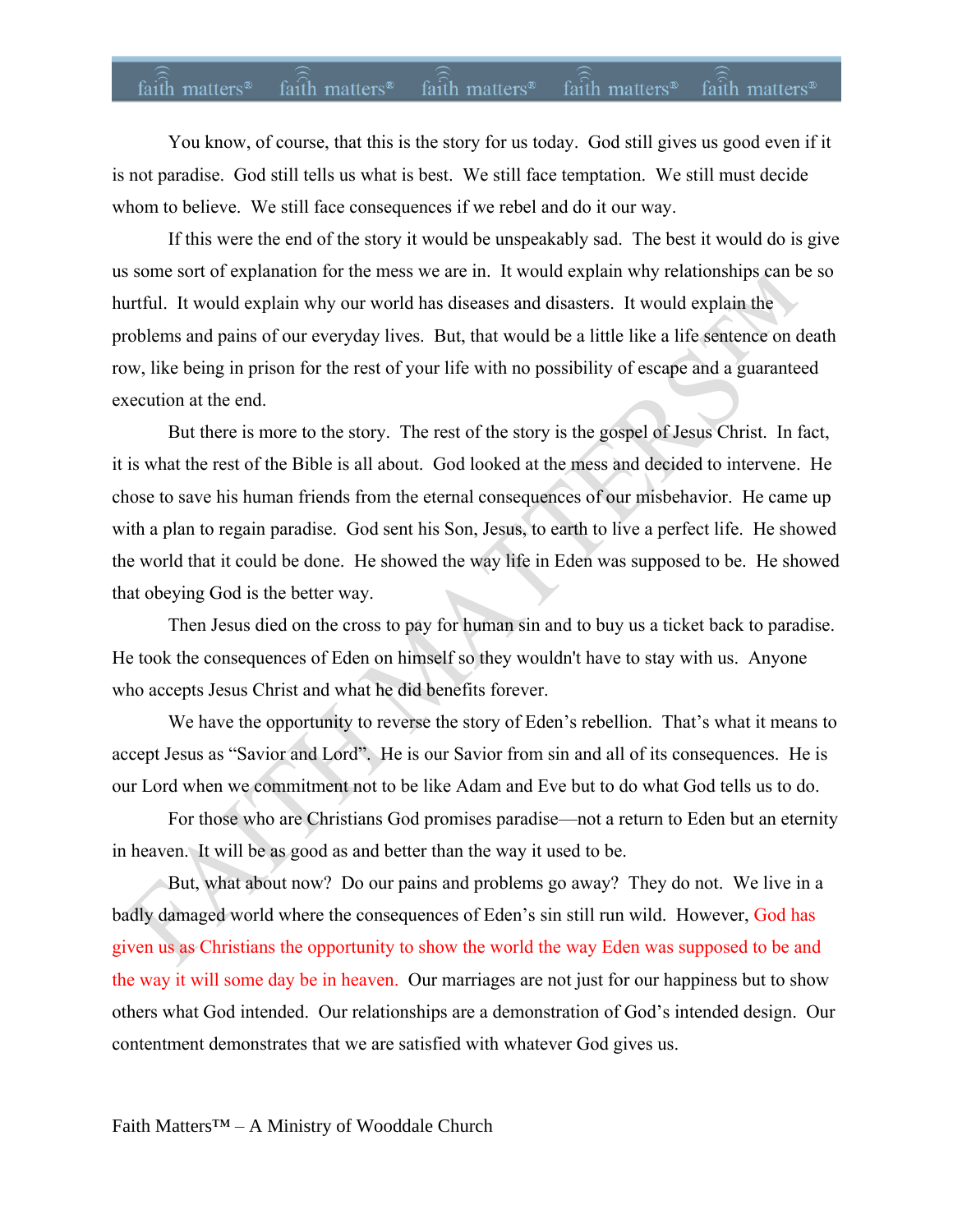You know, of course, that this is the story for us today. God still gives us good even if it is not paradise. God still tells us what is best. We still face temptation. We still must decide whom to believe. We still face consequences if we rebel and do it our way.

If this were the end of the story it would be unspeakably sad. The best it would do is give us some sort of explanation for the mess we are in. It would explain why relationships can be so hurtful. It would explain why our world has diseases and disasters. It would explain the problems and pains of our everyday lives. But, that would be a little like a life sentence on death row, like being in prison for the rest of your life with no possibility of escape and a guaranteed execution at the end.

But there is more to the story. The rest of the story is the gospel of Jesus Christ. In fact, it is what the rest of the Bible is all about. God looked at the mess and decided to intervene. He chose to save his human friends from the eternal consequences of our misbehavior. He came up with a plan to regain paradise. God sent his Son, Jesus, to earth to live a perfect life. He showed the world that it could be done. He showed the way life in Eden was supposed to be. He showed that obeying God is the better way.

Then Jesus died on the cross to pay for human sin and to buy us a ticket back to paradise. He took the consequences of Eden on himself so they wouldn't have to stay with us. Anyone who accepts Jesus Christ and what he did benefits forever.

We have the opportunity to reverse the story of Eden's rebellion. That's what it means to accept Jesus as "Savior and Lord". He is our Savior from sin and all of its consequences. He is our Lord when we commitment not to be like Adam and Eve but to do what God tells us to do.

For those who are Christians God promises paradise—not a return to Eden but an eternity in heaven. It will be as good as and better than the way it used to be.

But, what about now? Do our pains and problems go away? They do not. We live in a badly damaged world where the consequences of Eden's sin still run wild. However, God has given us as Christians the opportunity to show the world the way Eden was supposed to be and the way it will some day be in heaven. Our marriages are not just for our happiness but to show others what God intended. Our relationships are a demonstration of God's intended design. Our contentment demonstrates that we are satisfied with whatever God gives us.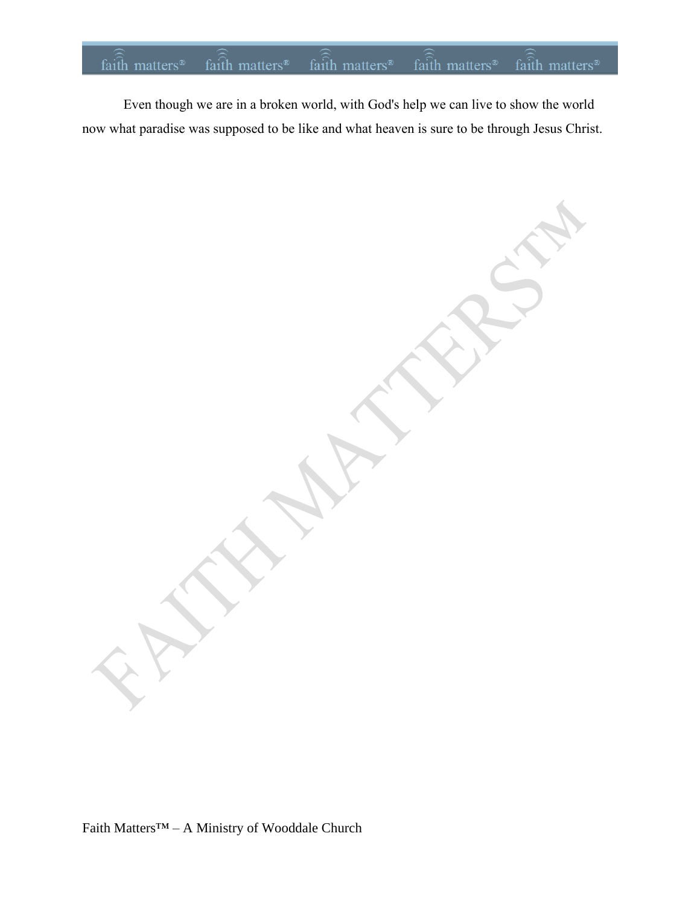Even though we are in a broken world, with God's help we can live to show the world now what paradise was supposed to be like and what heaven is sure to be through Jesus Christ.